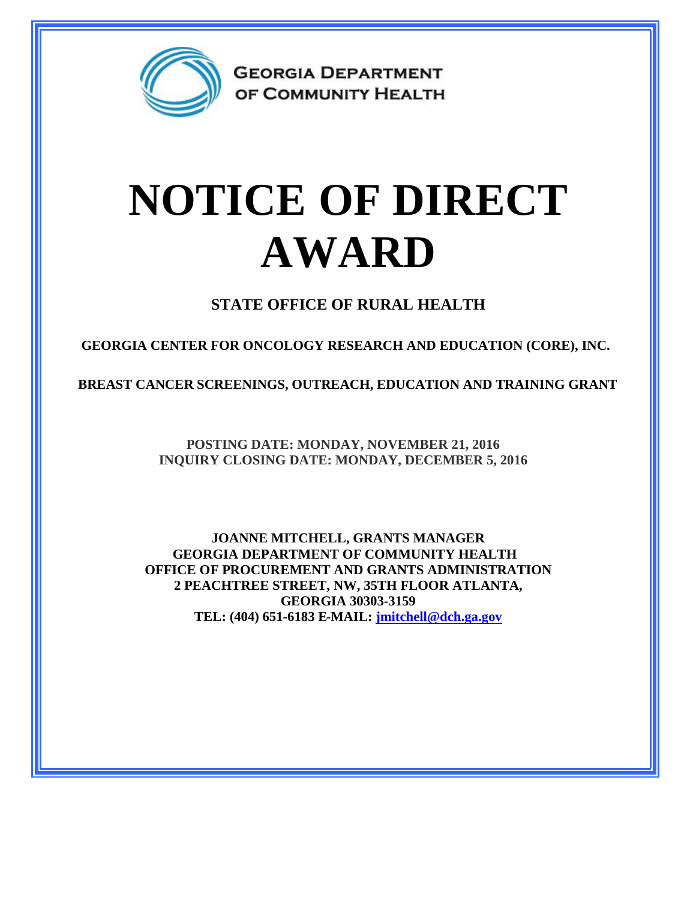GEORGIA DEPARTMENT OF COMMUNITY HEALTH

# NOTICE OF DIRECT AWARD

## STATE OFFICE OF RURAL HEALTH

**GEORGIA CENTER FOR ONCOLOGY RESEARCH AND EDUCATION (CORE), INC.**

**BREAST CANCER SCREENINGS, OUTREACH, EDUCATION AND TRAINING GRANT**

**POSTING DATE: MONDAY, NOVEMBER 21, 2016**
**INQUIRY CLOSING DATE: MONDAY, DECEMBER 5, 2016**

**JOANNE MITCHELL, GRANTS MANAGER**
**GEORGIA DEPARTMENT OF COMMUNITY HEALTH**
**OFFICE OF PROCUREMENT AND GRANTS ADMINISTRATION**
**2 PEACHTREE STREET, NW, 35TH FLOOR ATLANTA, GEORGIA 30303-3159**
**TEL: (404) 651-6183 E-MAIL: jmitchell@dch.ga.gov**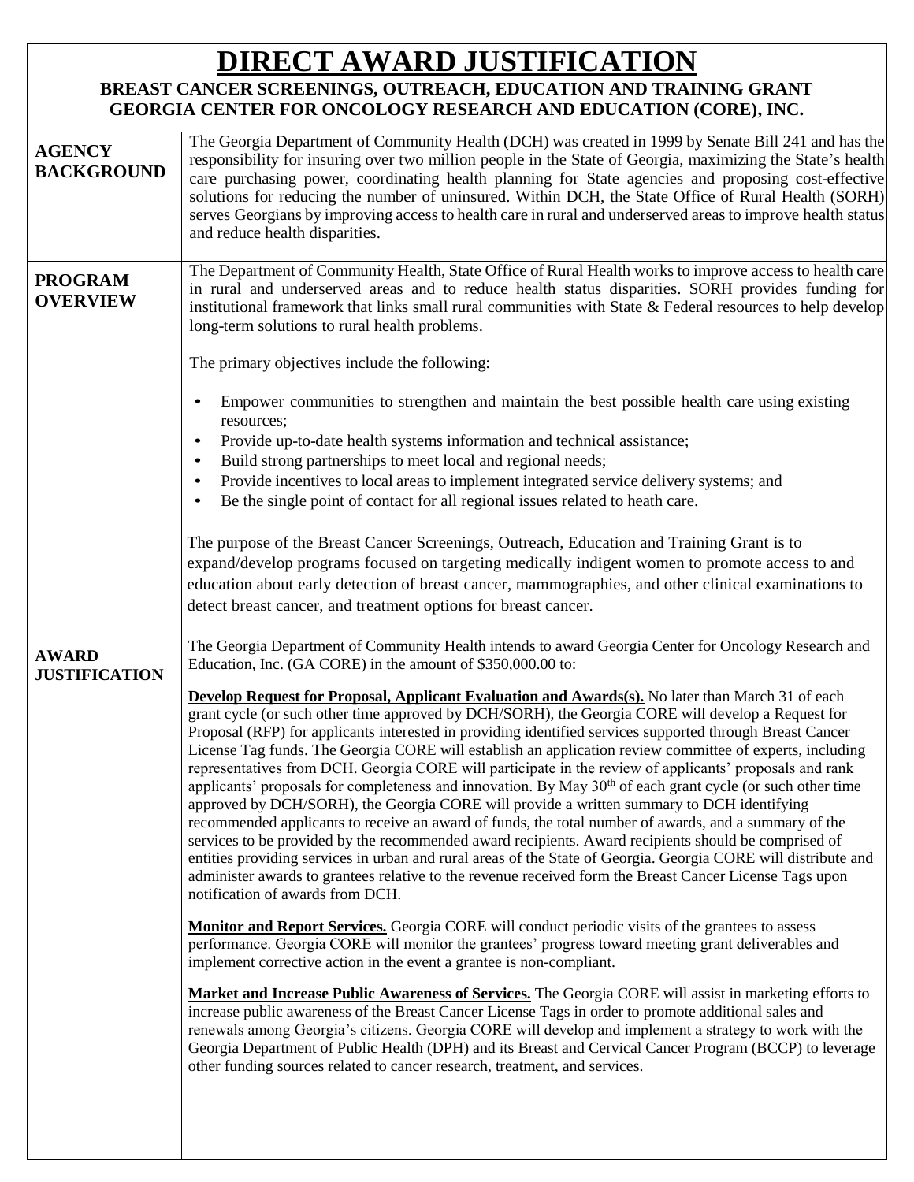# DIRECT AWARD JUSTIFICATION

## BREAST CANCER SCREENINGS, OUTREACH, EDUCATION AND TRAINING GRANT
## GEORGIA CENTER FOR ONCOLOGY RESEARCH AND EDUCATION (CORE), INC.

| | |
|---|---|
| **AGENCY BACKGROUND** | The Georgia Department of Community Health (DCH) was created in 1999 by Senate Bill 241 and has the responsibility for insuring over two million people in the State of Georgia, maximizing the State's health care purchasing power, coordinating health planning for State agencies and proposing cost-effective solutions for reducing the number of uninsured. Within DCH, the State Office of Rural Health (SORH) serves Georgians by improving access to health care in rural and underserved areas to improve health status and reduce health disparities. |
| **PROGRAM OVERVIEW** | The Department of Community Health, State Office of Rural Health works to improve access to health care in rural and underserved areas and to reduce health status disparities. SORH provides funding for institutional framework that links small rural communities with State & Federal resources to help develop long-term solutions to rural health problems.<br><br>The primary objectives include the following:<br><br>• Empower communities to strengthen and maintain the best possible health care using existing resources;<br>• Provide up-to-date health systems information and technical assistance;<br>• Build strong partnerships to meet local and regional needs;<br>• Provide incentives to local areas to implement integrated service delivery systems; and<br>• Be the single point of contact for all regional issues related to heath care.<br><br>The purpose of the Breast Cancer Screenings, Outreach, Education and Training Grant is to expand/develop programs focused on targeting medically indigent women to promote access to and education about early detection of breast cancer, mammographies, and other clinical examinations to detect breast cancer, and treatment options for breast cancer. |
| **AWARD JUSTIFICATION** | The Georgia Department of Community Health intends to award Georgia Center for Oncology Research and Education, Inc. (GA CORE) in the amount of $350,000.00 to:<br><br>**Develop Request for Proposal, Applicant Evaluation and Awards(s).** No later than March 31 of each grant cycle (or such other time approved by DCH/SORH), the Georgia CORE will develop a Request for Proposal (RFP) for applicants interested in providing identified services supported through Breast Cancer License Tag funds. The Georgia CORE will establish an application review committee of experts, including representatives from DCH. Georgia CORE will participate in the review of applicants' proposals and rank applicants' proposals for completeness and innovation. By May 30th of each grant cycle (or such other time approved by DCH/SORH), the Georgia CORE will provide a written summary to DCH identifying recommended applicants to receive an award of funds, the total number of awards, and a summary of the services to be provided by the recommended award recipients. Award recipients should be comprised of entities providing services in urban and rural areas of the State of Georgia. Georgia CORE will distribute and administer awards to grantees relative to the revenue received form the Breast Cancer License Tags upon notification of awards from DCH.<br><br>**Monitor and Report Services.** Georgia CORE will conduct periodic visits of the grantees to assess performance. Georgia CORE will monitor the grantees' progress toward meeting grant deliverables and implement corrective action in the event a grantee is non-compliant.<br><br>**Market and Increase Public Awareness of Services.** The Georgia CORE will assist in marketing efforts to increase public awareness of the Breast Cancer License Tags in order to promote additional sales and renewals among Georgia's citizens. Georgia CORE will develop and implement a strategy to work with the Georgia Department of Public Health (DPH) and its Breast and Cervical Cancer Program (BCCP) to leverage other funding sources related to cancer research, treatment, and services. |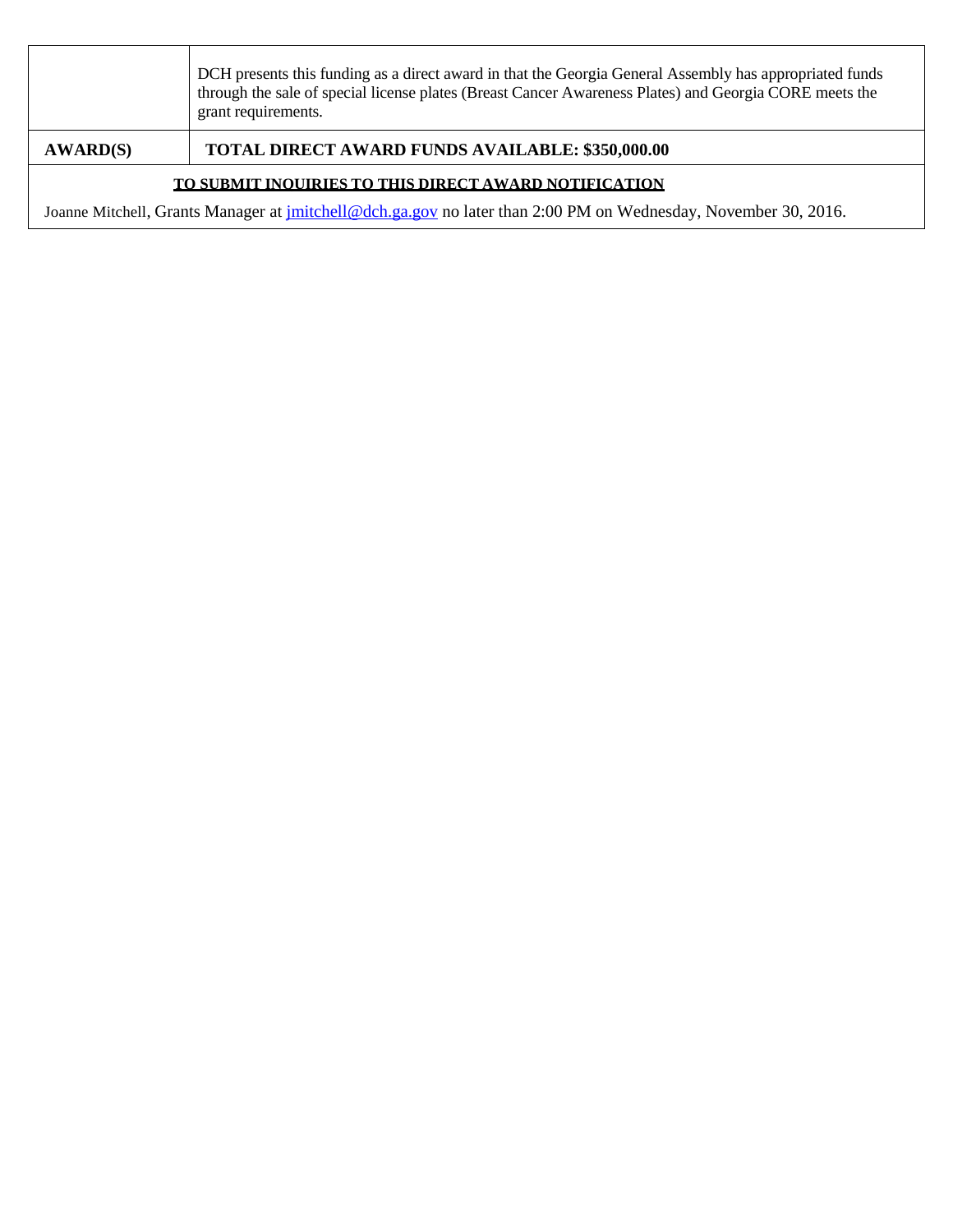| | |
|---|---|
| | DCH presents this funding as a direct award in that the Georgia General Assembly has appropriated funds through the sale of special license plates (Breast Cancer Awareness Plates) and Georgia CORE meets the grant requirements. |
| **AWARD(S)** | **TOTAL DIRECT AWARD FUNDS AVAILABLE: $350,000.00** |

**TO SUBMIT INQUIRIES TO THIS DIRECT AWARD NOTIFICATION**

Joanne Mitchell, Grants Manager at jmitchell@dch.ga.gov no later than 2:00 PM on Wednesday, November 30, 2016.